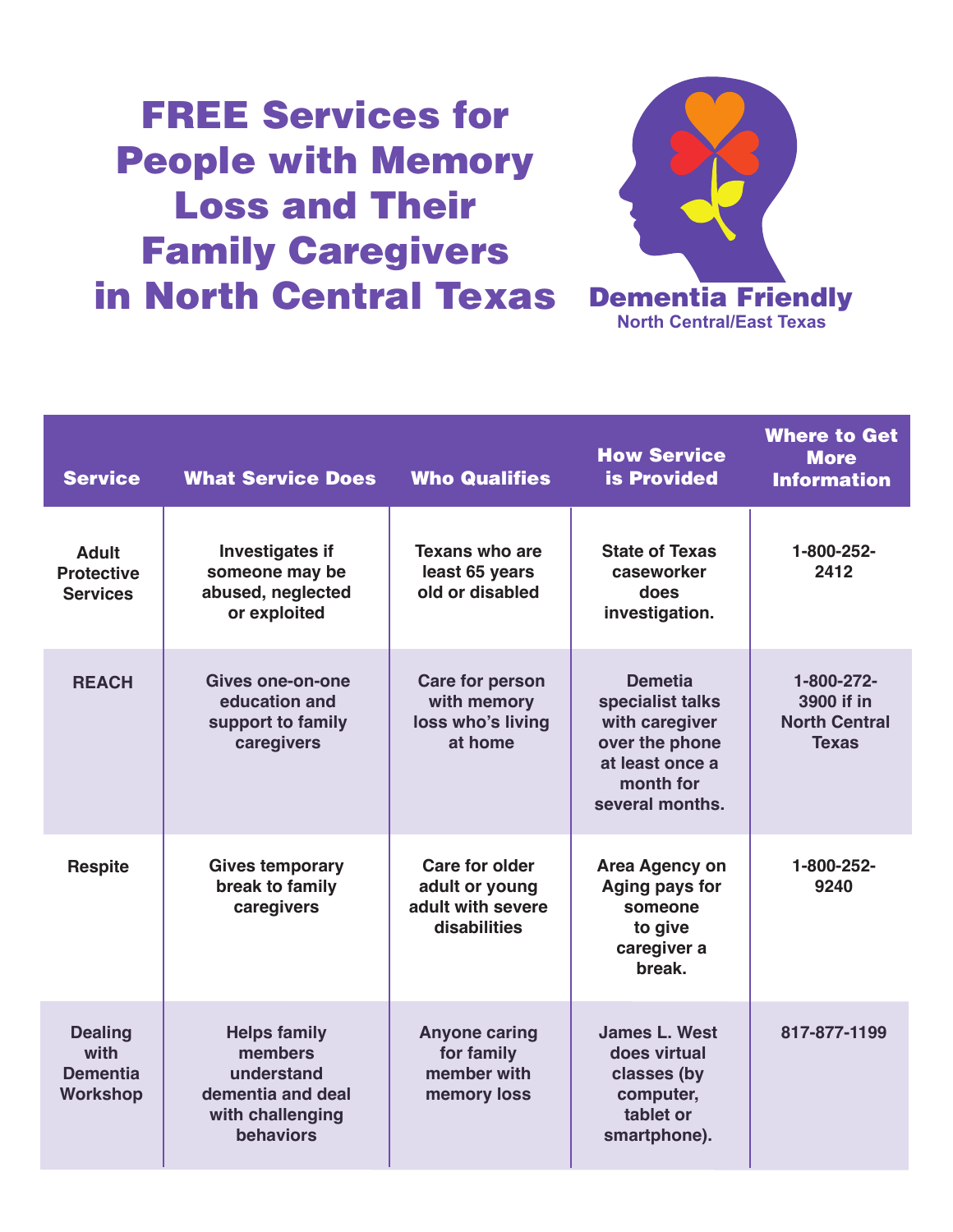# FREE Services for People with Memory Loss and Their Family Caregivers in North Central Texas

**Dementia Friendly**
North Central/East Texas

| Service | What Service Does | Who Qualifies | How Service is Provided | Where to Get More Information |
|---|---|---|---|---|
| Adult Protective Services | Investigates if someone may be abused, neglected or exploited | Texans who are least 65 years old or disabled | State of Texas caseworker does investigation. | 1-800-252-2412 |
| REACH | Gives one-on-one education and support to family caregivers | Care for person with memory loss who's living at home | Demetia specialist talks with caregiver over the phone at least once a month for several months. | 1-800-272-3900 if in North Central Texas |
| Respite | Gives temporary break to family caregivers | Care for older adult or young adult with severe disabilities | Area Agency on Aging pays for someone to give caregiver a break. | 1-800-252-9240 |
| Dealing with Dementia Workshop | Helps family members understand dementia and deal with challenging behaviors | Anyone caring for family member with memory loss | James L. West does virtual classes (by computer, tablet or smartphone). | 817-877-1199 |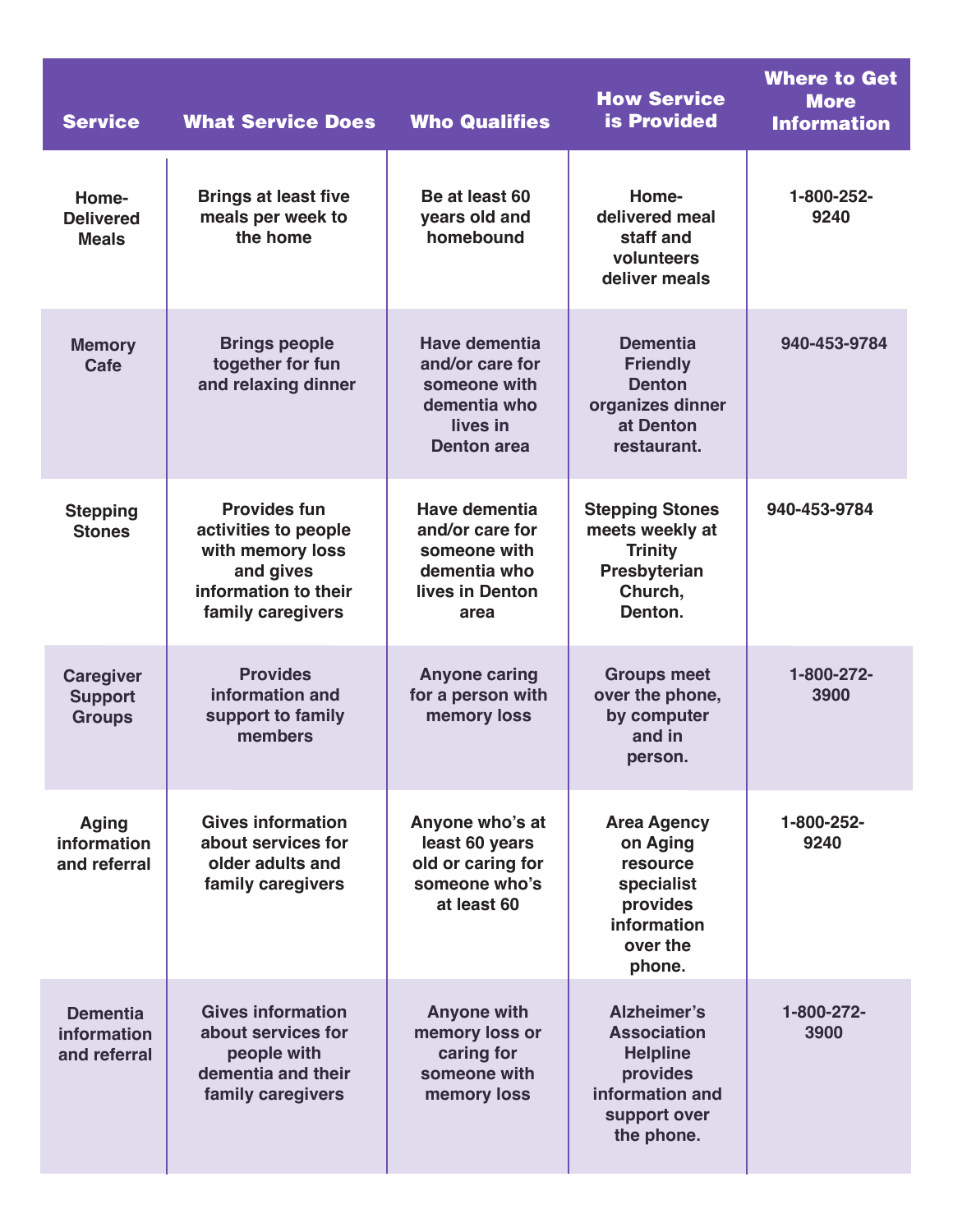| Service | What Service Does | Who Qualifies | How Service is Provided | Where to Get More Information |
|---|---|---|---|---|
| Home-Delivered Meals | Brings at least five meals per week to the home | Be at least 60 years old and homebound | Home-delivered meal staff and volunteers deliver meals | 1-800-252-9240 |
| Memory Cafe | Brings people together for fun and relaxing dinner | Have dementia and/or care for someone with dementia who lives in Denton area | Dementia Friendly Denton organizes dinner at Denton restaurant. | 940-453-9784 |
| Stepping Stones | Provides fun activities to people with memory loss and gives information to their family caregivers | Have dementia and/or care for someone with dementia who lives in Denton area | Stepping Stones meets weekly at Trinity Presbyterian Church, Denton. | 940-453-9784 |
| Caregiver Support Groups | Provides information and support to family members | Anyone caring for a person with memory loss | Groups meet over the phone, by computer and in person. | 1-800-272-3900 |
| Aging information and referral | Gives information about services for older adults and family caregivers | Anyone who's at least 60 years old or caring for someone who's at least 60 | Area Agency on Aging resource specialist provides information over the phone. | 1-800-252-9240 |
| Dementia information and referral | Gives information about services for people with dementia and their family caregivers | Anyone with memory loss or caring for someone with memory loss | Alzheimer's Association Helpline provides information and support over the phone. | 1-800-272-3900 |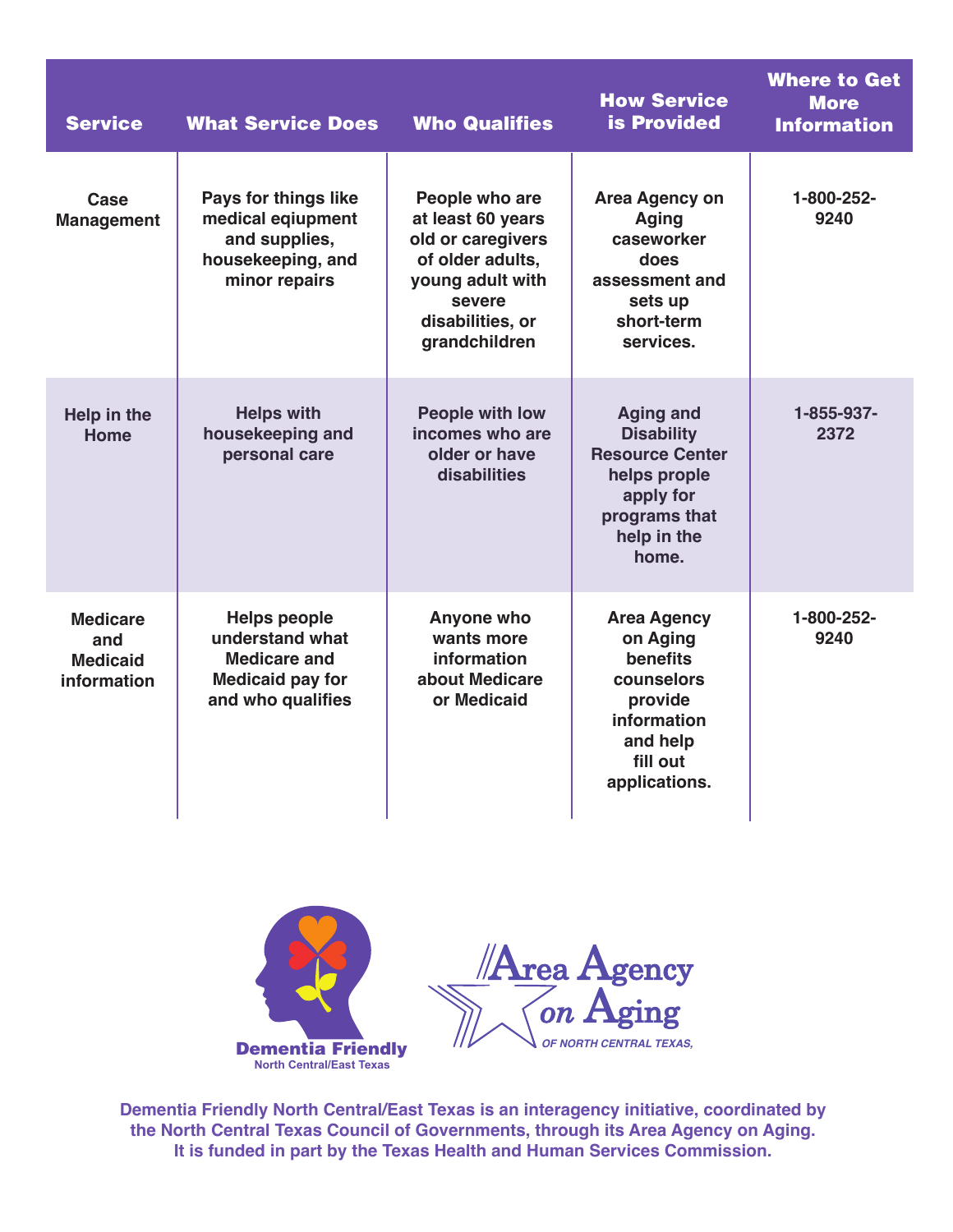| Service | What Service Does | Who Qualifies | How Service is Provided | Where to Get More Information |
| --- | --- | --- | --- | --- |
| Case Management | Pays for things like medical eqiupment and supplies, housekeeping, and minor repairs | People who are at least 60 years old or caregivers of older adults, young adult with severe disabilities, or grandchildren | Area Agency on Aging caseworker does assessment and sets up short-term services. | 1-800-252-9240 |
| Help in the Home | Helps with housekeeping and personal care | People with low incomes who are older or have disabilities | Aging and Disability Resource Center helps prople apply for programs that help in the home. | 1-855-937-2372 |
| Medicare and Medicaid information | Helps people understand what Medicare and Medicaid pay for and who qualifies | Anyone who wants more information about Medicare or Medicaid | Area Agency on Aging benefits counselors provide information and help fill out applications. | 1-800-252-9240 |

Dementia Friendly
North Central/East Texas

Area Agency on Aging
OF NORTH CENTRAL TEXAS,

**Dementia Friendly North Central/East Texas is an interagency initiative, coordinated by the North Central Texas Council of Governments, through its Area Agency on Aging. It is funded in part by the Texas Health and Human Services Commission.**